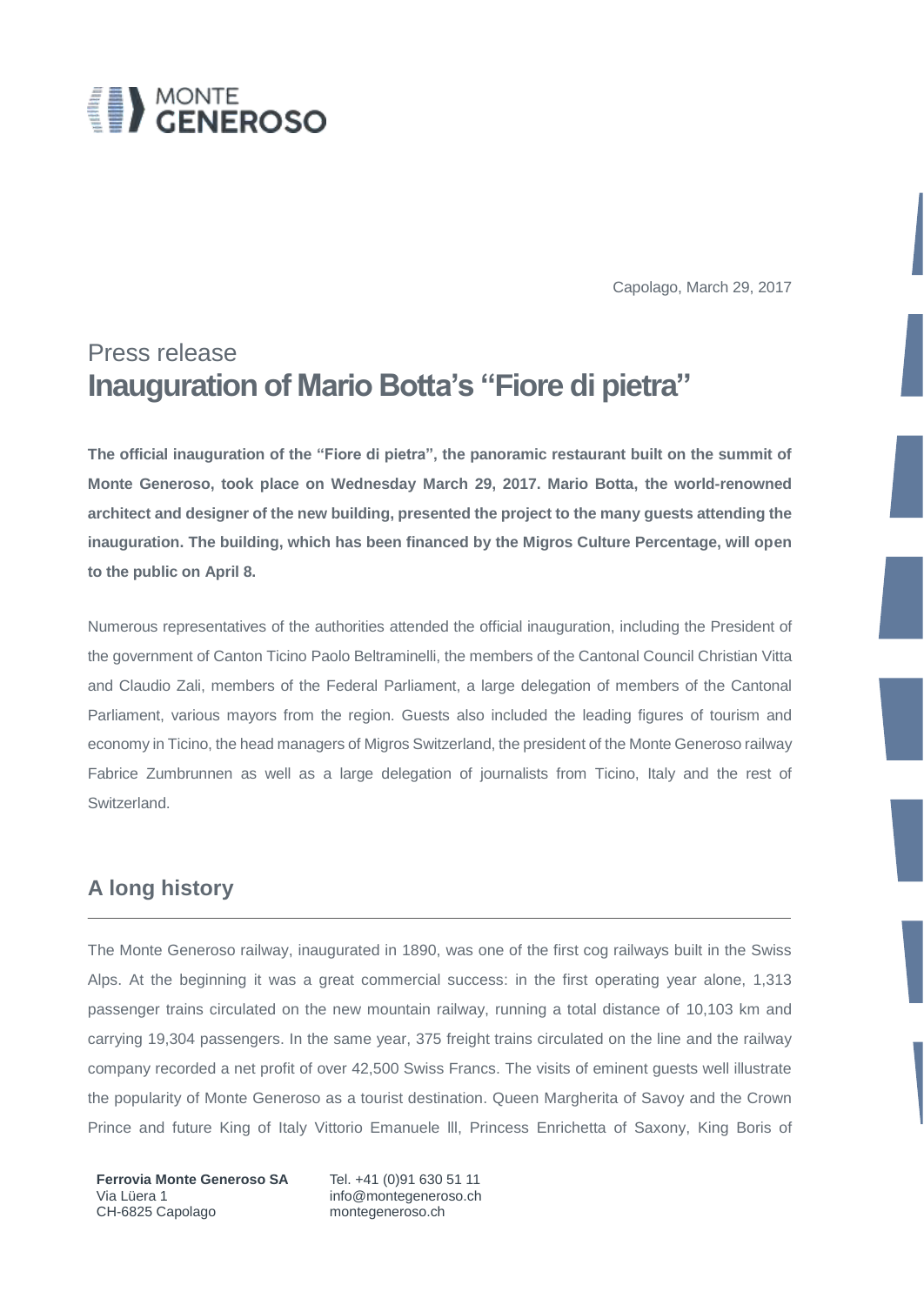MONTE
GENEROSO

Capolago, March 29, 2017

# Press release
# Inauguration of Mario Botta's "Fiore di pietra"

**The official inauguration of the "Fiore di pietra", the panoramic restaurant built on the summit of Monte Generoso, took place on Wednesday March 29, 2017. Mario Botta, the world-renowned architect and designer of the new building, presented the project to the many guests attending the inauguration. The building, which has been financed by the Migros Culture Percentage, will open to the public on April 8.**

Numerous representatives of the authorities attended the official inauguration, including the President of the government of Canton Ticino Paolo Beltraminelli, the members of the Cantonal Council Christian Vitta and Claudio Zali, members of the Federal Parliament, a large delegation of members of the Cantonal Parliament, various mayors from the region. Guests also included the leading figures of tourism and economy in Ticino, the head managers of Migros Switzerland, the president of the Monte Generoso railway Fabrice Zumbrunnen as well as a large delegation of journalists from Ticino, Italy and the rest of Switzerland.

## A long history

The Monte Generoso railway, inaugurated in 1890, was one of the first cog railways built in the Swiss Alps. At the beginning it was a great commercial success: in the first operating year alone, 1,313 passenger trains circulated on the new mountain railway, running a total distance of 10,103 km and carrying 19,304 passengers. In the same year, 375 freight trains circulated on the line and the railway company recorded a net profit of over 42,500 Swiss Francs. The visits of eminent guests well illustrate the popularity of Monte Generoso as a tourist destination. Queen Margherita of Savoy and the Crown Prince and future King of Italy Vittorio Emanuele III, Princess Enrichetta of Saxony, King Boris of

**Ferrovia Monte Generoso SA**
Via Lüera 1
CH-6825 Capolago

Tel. +41 (0)91 630 51 11
info@montegeneroso.ch
montegeneroso.ch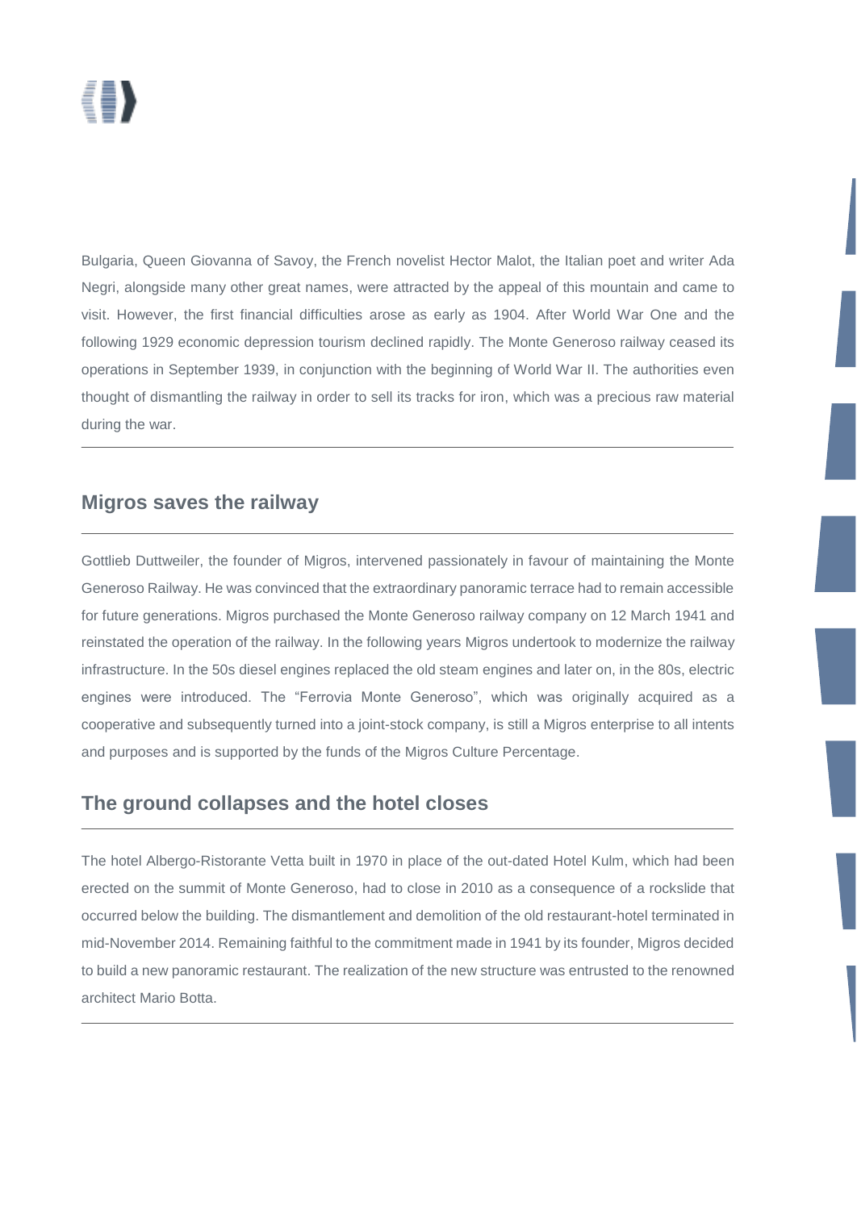Bulgaria, Queen Giovanna of Savoy, the French novelist Hector Malot, the Italian poet and writer Ada Negri, alongside many other great names, were attracted by the appeal of this mountain and came to visit. However, the first financial difficulties arose as early as 1904. After World War One and the following 1929 economic depression tourism declined rapidly. The Monte Generoso railway ceased its operations in September 1939, in conjunction with the beginning of World War II. The authorities even thought of dismantling the railway in order to sell its tracks for iron, which was a precious raw material during the war.

## Migros saves the railway

Gottlieb Duttweiler, the founder of Migros, intervened passionately in favour of maintaining the Monte Generoso Railway. He was convinced that the extraordinary panoramic terrace had to remain accessible for future generations. Migros purchased the Monte Generoso railway company on 12 March 1941 and reinstated the operation of the railway. In the following years Migros undertook to modernize the railway infrastructure. In the 50s diesel engines replaced the old steam engines and later on, in the 80s, electric engines were introduced. The "Ferrovia Monte Generoso", which was originally acquired as a cooperative and subsequently turned into a joint-stock company, is still a Migros enterprise to all intents and purposes and is supported by the funds of the Migros Culture Percentage.

## The ground collapses and the hotel closes

The hotel Albergo-Ristorante Vetta built in 1970 in place of the out-dated Hotel Kulm, which had been erected on the summit of Monte Generoso, had to close in 2010 as a consequence of a rockslide that occurred below the building. The dismantlement and demolition of the old restaurant-hotel terminated in mid-November 2014. Remaining faithful to the commitment made in 1941 by its founder, Migros decided to build a new panoramic restaurant. The realization of the new structure was entrusted to the renowned architect Mario Botta.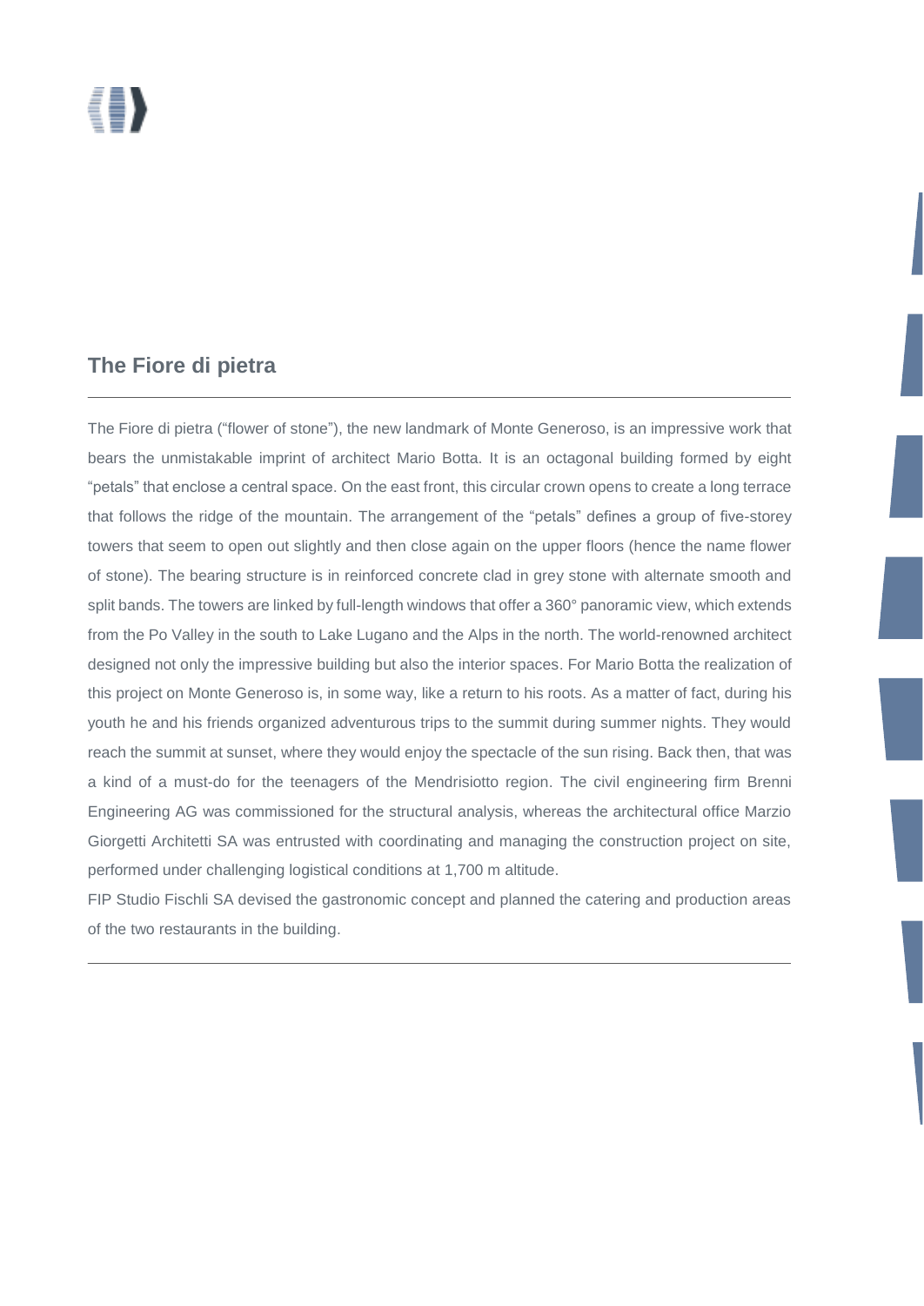## The Fiore di pietra

---

The Fiore di pietra ("flower of stone"), the new landmark of Monte Generoso, is an impressive work that bears the unmistakable imprint of architect Mario Botta. It is an octagonal building formed by eight "petals" that enclose a central space. On the east front, this circular crown opens to create a long terrace that follows the ridge of the mountain. The arrangement of the "petals" defines a group of five-storey towers that seem to open out slightly and then close again on the upper floors (hence the name flower of stone). The bearing structure is in reinforced concrete clad in grey stone with alternate smooth and split bands. The towers are linked by full-length windows that offer a 360° panoramic view, which extends from the Po Valley in the south to Lake Lugano and the Alps in the north. The world-renowned architect designed not only the impressive building but also the interior spaces. For Mario Botta the realization of this project on Monte Generoso is, in some way, like a return to his roots. As a matter of fact, during his youth he and his friends organized adventurous trips to the summit during summer nights. They would reach the summit at sunset, where they would enjoy the spectacle of the sun rising. Back then, that was a kind of a must-do for the teenagers of the Mendrisiotto region. The civil engineering firm Brenni Engineering AG was commissioned for the structural analysis, whereas the architectural office Marzio Giorgetti Architetti SA was entrusted with coordinating and managing the construction project on site, performed under challenging logistical conditions at 1,700 m altitude.

FIP Studio Fischli SA devised the gastronomic concept and planned the catering and production areas of the two restaurants in the building.

---